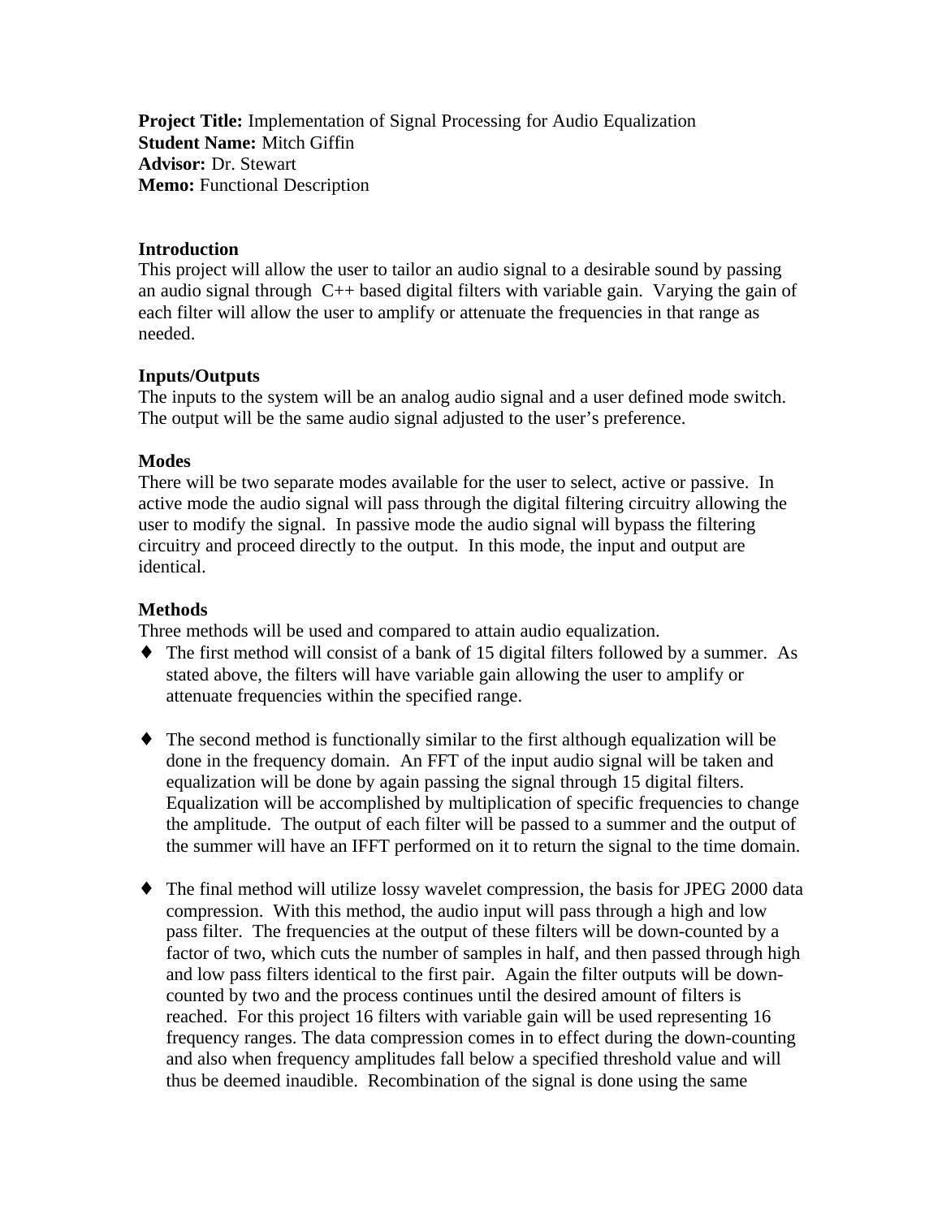**Project Title:** Implementation of Signal Processing for Audio Equalization
**Student Name:** Mitch Giffin
**Advisor:** Dr. Stewart
**Memo:** Functional Description

**Introduction**
This project will allow the user to tailor an audio signal to a desirable sound by passing an audio signal through C++ based digital filters with variable gain. Varying the gain of each filter will allow the user to amplify or attenuate the frequencies in that range as needed.

**Inputs/Outputs**
The inputs to the system will be an analog audio signal and a user defined mode switch. The output will be the same audio signal adjusted to the user's preference.

**Modes**
There will be two separate modes available for the user to select, active or passive. In active mode the audio signal will pass through the digital filtering circuitry allowing the user to modify the signal. In passive mode the audio signal will bypass the filtering circuitry and proceed directly to the output. In this mode, the input and output are identical.

**Methods**
Three methods will be used and compared to attain audio equalization.

- The first method will consist of a bank of 15 digital filters followed by a summer. As stated above, the filters will have variable gain allowing the user to amplify or attenuate frequencies within the specified range.

- The second method is functionally similar to the first although equalization will be done in the frequency domain. An FFT of the input audio signal will be taken and equalization will be done by again passing the signal through 15 digital filters. Equalization will be accomplished by multiplication of specific frequencies to change the amplitude. The output of each filter will be passed to a summer and the output of the summer will have an IFFT performed on it to return the signal to the time domain.

- The final method will utilize lossy wavelet compression, the basis for JPEG 2000 data compression. With this method, the audio input will pass through a high and low pass filter. The frequencies at the output of these filters will be down-counted by a factor of two, which cuts the number of samples in half, and then passed through high and low pass filters identical to the first pair. Again the filter outputs will be down-counted by two and the process continues until the desired amount of filters is reached. For this project 16 filters with variable gain will be used representing 16 frequency ranges. The data compression comes in to effect during the down-counting and also when frequency amplitudes fall below a specified threshold value and will thus be deemed inaudible. Recombination of the signal is done using the same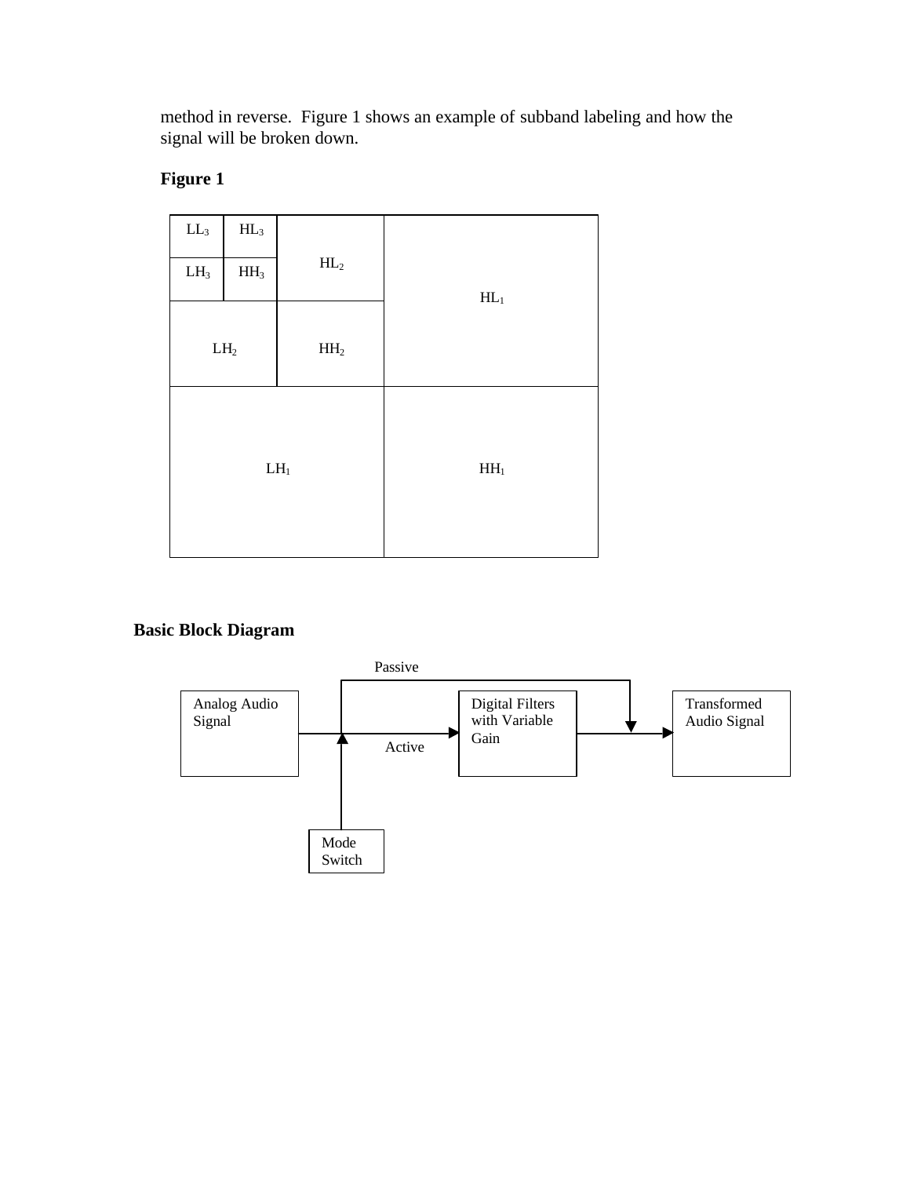method in reverse. Figure 1 shows an example of subband labeling and how the signal will be broken down.

**Figure 1**

$LL_3$ $HL_3$ $LH_3$ $HH_3$ $HL_2$ $LH_2$ $HH_2$ $HL_1$ $LH_1$ $HH_1$

**Basic Block Diagram**

Passive

Analog Audio Signal

Active

Digital Filters with Variable Gain

Transformed Audio Signal

Mode Switch